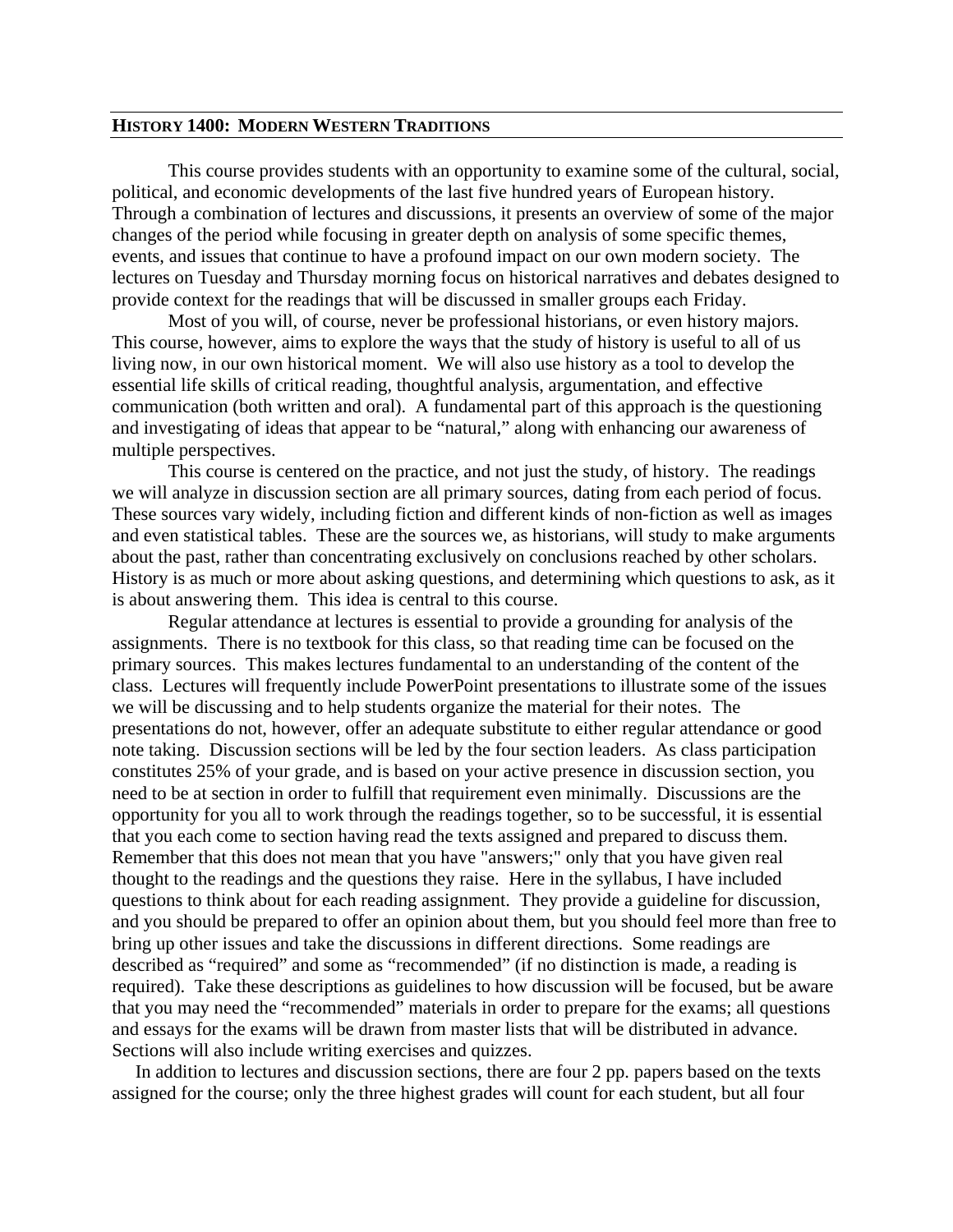## HISTORY 1400: MODERN WESTERN TRADITIONS

This course provides students with an opportunity to examine some of the cultural, social, political, and economic developments of the last five hundred years of European history. Through a combination of lectures and discussions, it presents an overview of some of the major changes of the period while focusing in greater depth on analysis of some specific themes, events, and issues that continue to have a profound impact on our own modern society. The lectures on Tuesday and Thursday morning focus on historical narratives and debates designed to provide context for the readings that will be discussed in smaller groups each Friday.

Most of you will, of course, never be professional historians, or even history majors. This course, however, aims to explore the ways that the study of history is useful to all of us living now, in our own historical moment. We will also use history as a tool to develop the essential life skills of critical reading, thoughtful analysis, argumentation, and effective communication (both written and oral). A fundamental part of this approach is the questioning and investigating of ideas that appear to be "natural," along with enhancing our awareness of multiple perspectives.

This course is centered on the practice, and not just the study, of history. The readings we will analyze in discussion section are all primary sources, dating from each period of focus. These sources vary widely, including fiction and different kinds of non-fiction as well as images and even statistical tables. These are the sources we, as historians, will study to make arguments about the past, rather than concentrating exclusively on conclusions reached by other scholars. History is as much or more about asking questions, and determining which questions to ask, as it is about answering them. This idea is central to this course.

Regular attendance at lectures is essential to provide a grounding for analysis of the assignments. There is no textbook for this class, so that reading time can be focused on the primary sources. This makes lectures fundamental to an understanding of the content of the class. Lectures will frequently include PowerPoint presentations to illustrate some of the issues we will be discussing and to help students organize the material for their notes. The presentations do not, however, offer an adequate substitute to either regular attendance or good note taking. Discussion sections will be led by the four section leaders. As class participation constitutes 25% of your grade, and is based on your active presence in discussion section, you need to be at section in order to fulfill that requirement even minimally. Discussions are the opportunity for you all to work through the readings together, so to be successful, it is essential that you each come to section having read the texts assigned and prepared to discuss them. Remember that this does not mean that you have "answers;" only that you have given real thought to the readings and the questions they raise. Here in the syllabus, I have included questions to think about for each reading assignment. They provide a guideline for discussion, and you should be prepared to offer an opinion about them, but you should feel more than free to bring up other issues and take the discussions in different directions. Some readings are described as "required" and some as "recommended" (if no distinction is made, a reading is required). Take these descriptions as guidelines to how discussion will be focused, but be aware that you may need the "recommended" materials in order to prepare for the exams; all questions and essays for the exams will be drawn from master lists that will be distributed in advance. Sections will also include writing exercises and quizzes.

In addition to lectures and discussion sections, there are four 2 pp. papers based on the texts assigned for the course; only the three highest grades will count for each student, but all four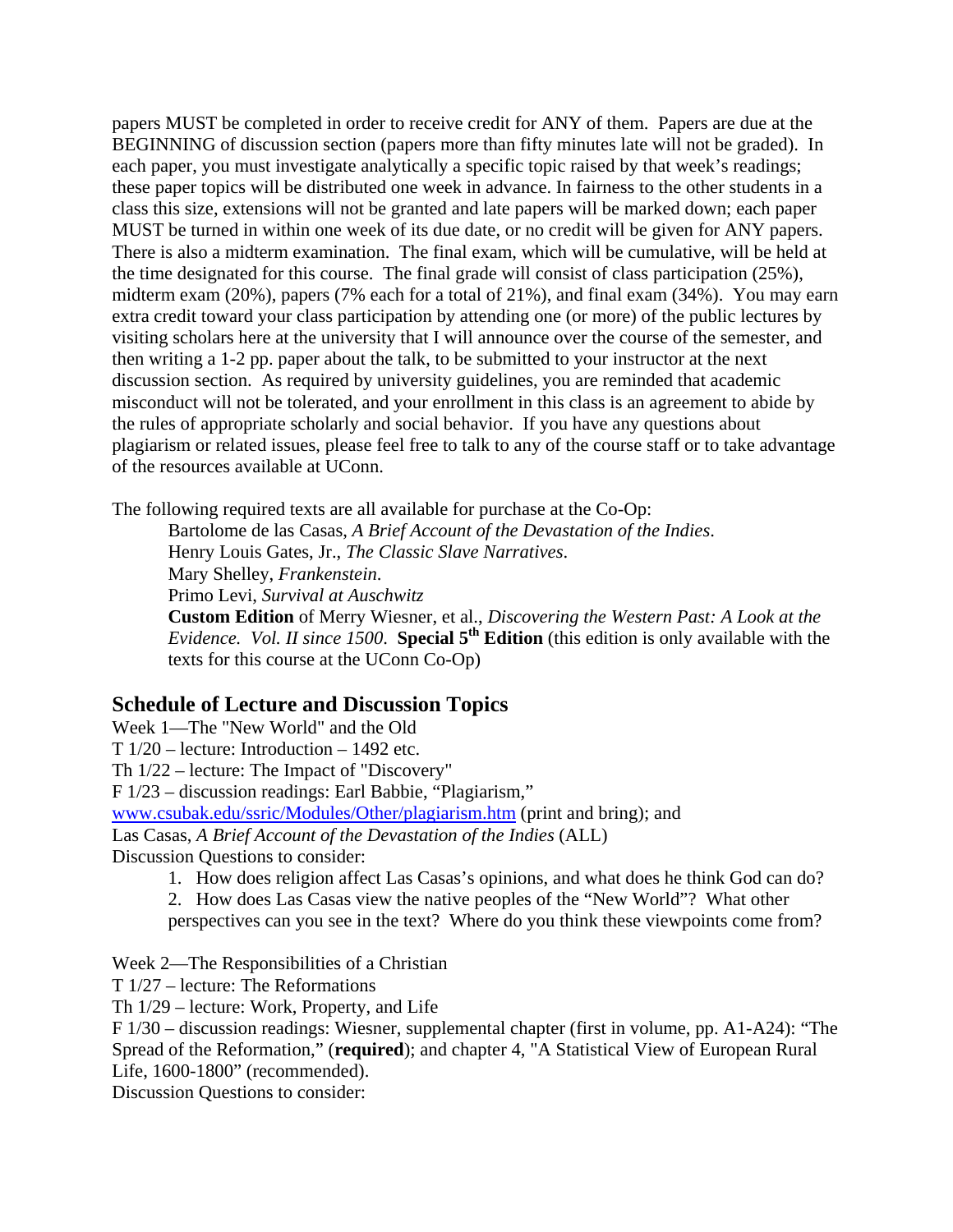papers MUST be completed in order to receive credit for ANY of them. Papers are due at the BEGINNING of discussion section (papers more than fifty minutes late will not be graded). In each paper, you must investigate analytically a specific topic raised by that week's readings; these paper topics will be distributed one week in advance. In fairness to the other students in a class this size, extensions will not be granted and late papers will be marked down; each paper MUST be turned in within one week of its due date, or no credit will be given for ANY papers. There is also a midterm examination. The final exam, which will be cumulative, will be held at the time designated for this course. The final grade will consist of class participation (25%), midterm exam (20%), papers (7% each for a total of 21%), and final exam (34%). You may earn extra credit toward your class participation by attending one (or more) of the public lectures by visiting scholars here at the university that I will announce over the course of the semester, and then writing a 1-2 pp. paper about the talk, to be submitted to your instructor at the next discussion section. As required by university guidelines, you are reminded that academic misconduct will not be tolerated, and your enrollment in this class is an agreement to abide by the rules of appropriate scholarly and social behavior. If you have any questions about plagiarism or related issues, please feel free to talk to any of the course staff or to take advantage of the resources available at UConn.

The following required texts are all available for purchase at the Co-Op:

> Bartolome de las Casas, *A Brief Account of the Devastation of the Indies*.
> Henry Louis Gates, Jr., *The Classic Slave Narratives*.
> Mary Shelley, *Frankenstein*.
> Primo Levi, *Survival at Auschwitz*
> **Custom Edition** of Merry Wiesner, et al., *Discovering the Western Past: A Look at the Evidence. Vol. II since 1500*. **Special 5th Edition** (this edition is only available with the texts for this course at the UConn Co-Op)

## Schedule of Lecture and Discussion Topics

Week 1—The "New World" and the Old
T 1/20 – lecture: Introduction – 1492 etc.
Th 1/22 – lecture: The Impact of "Discovery"
F 1/23 – discussion readings: Earl Babbie, "Plagiarism," www.csubak.edu/ssric/Modules/Other/plagiarism.htm (print and bring); and Las Casas, *A Brief Account of the Devastation of the Indies* (ALL)
Discussion Questions to consider:

1. How does religion affect Las Casas's opinions, and what does he think God can do?
2. How does Las Casas view the native peoples of the "New World"? What other perspectives can you see in the text? Where do you think these viewpoints come from?

Week 2—The Responsibilities of a Christian
T 1/27 – lecture: The Reformations
Th 1/29 – lecture: Work, Property, and Life
F 1/30 – discussion readings: Wiesner, supplemental chapter (first in volume, pp. A1-A24): "The Spread of the Reformation," (**required**); and chapter 4, "A Statistical View of European Rural Life, 1600-1800" (recommended).
Discussion Questions to consider: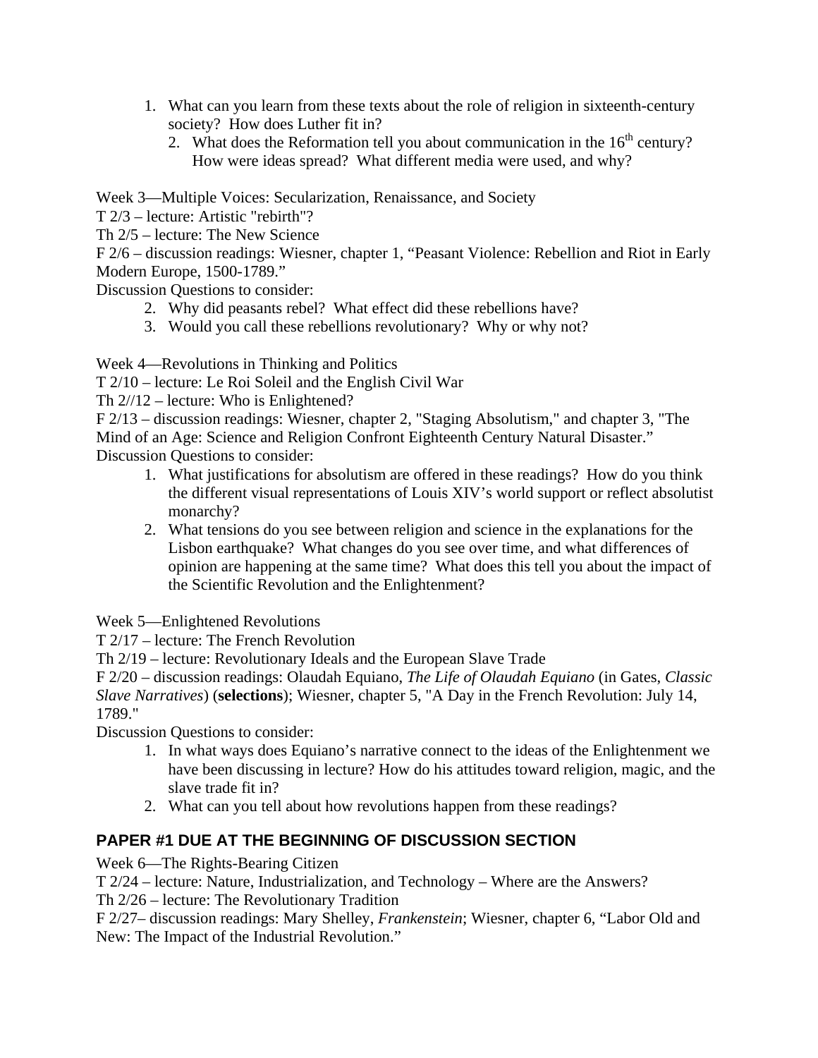1. What can you learn from these texts about the role of religion in sixteenth-century society? How does Luther fit in?
   2. What does the Reformation tell you about communication in the 16th century? How were ideas spread? What different media were used, and why?

Week 3—Multiple Voices: Secularization, Renaissance, and Society
T 2/3 – lecture: Artistic "rebirth"?
Th 2/5 – lecture: The New Science
F 2/6 – discussion readings: Wiesner, chapter 1, "Peasant Violence: Rebellion and Riot in Early Modern Europe, 1500-1789."
Discussion Questions to consider:

2. Why did peasants rebel? What effect did these rebellions have?
3. Would you call these rebellions revolutionary? Why or why not?

Week 4—Revolutions in Thinking and Politics
T 2/10 – lecture: Le Roi Soleil and the English Civil War
Th 2//12 – lecture: Who is Enlightened?
F 2/13 – discussion readings: Wiesner, chapter 2, "Staging Absolutism," and chapter 3, "The Mind of an Age: Science and Religion Confront Eighteenth Century Natural Disaster."
Discussion Questions to consider:

1. What justifications for absolutism are offered in these readings? How do you think the different visual representations of Louis XIV's world support or reflect absolutist monarchy?
2. What tensions do you see between religion and science in the explanations for the Lisbon earthquake? What changes do you see over time, and what differences of opinion are happening at the same time? What does this tell you about the impact of the Scientific Revolution and the Enlightenment?

Week 5—Enlightened Revolutions
T 2/17 – lecture: The French Revolution
Th 2/19 – lecture: Revolutionary Ideals and the European Slave Trade
F 2/20 – discussion readings: Olaudah Equiano, *The Life of Olaudah Equiano* (in Gates, *Classic Slave Narratives*) (**selections**); Wiesner, chapter 5, "A Day in the French Revolution: July 14, 1789."
Discussion Questions to consider:

1. In what ways does Equiano's narrative connect to the ideas of the Enlightenment we have been discussing in lecture? How do his attitudes toward religion, magic, and the slave trade fit in?
2. What can you tell about how revolutions happen from these readings?

### PAPER #1 DUE AT THE BEGINNING OF DISCUSSION SECTION

Week 6—The Rights-Bearing Citizen
T 2/24 – lecture: Nature, Industrialization, and Technology – Where are the Answers?
Th 2/26 – lecture: The Revolutionary Tradition
F 2/27– discussion readings: Mary Shelley, *Frankenstein*; Wiesner, chapter 6, "Labor Old and New: The Impact of the Industrial Revolution."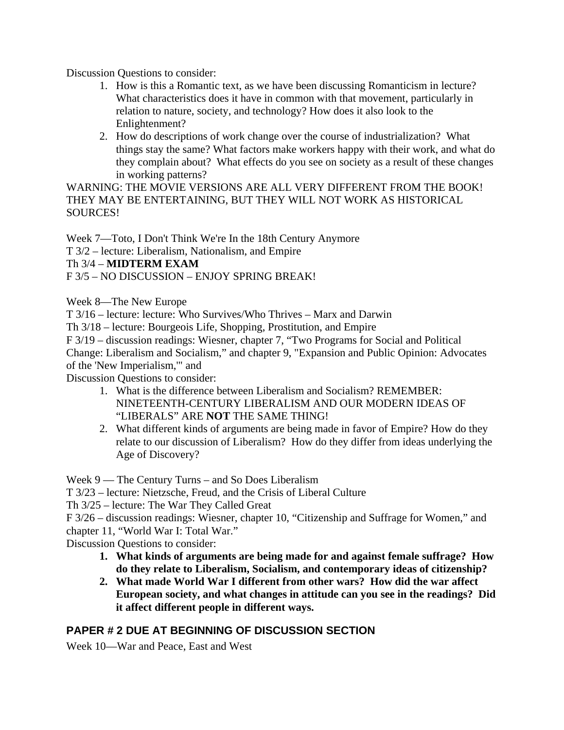Discussion Questions to consider:

1. How is this a Romantic text, as we have been discussing Romanticism in lecture? What characteristics does it have in common with that movement, particularly in relation to nature, society, and technology? How does it also look to the Enlightenment?
2. How do descriptions of work change over the course of industrialization? What things stay the same? What factors make workers happy with their work, and what do they complain about? What effects do you see on society as a result of these changes in working patterns?

WARNING: THE MOVIE VERSIONS ARE ALL VERY DIFFERENT FROM THE BOOK! THEY MAY BE ENTERTAINING, BUT THEY WILL NOT WORK AS HISTORICAL SOURCES!

Week 7—Toto, I Don't Think We're In the 18th Century Anymore
T 3/2 – lecture: Liberalism, Nationalism, and Empire
Th 3/4 – **MIDTERM EXAM**
F 3/5 – NO DISCUSSION – ENJOY SPRING BREAK!

Week 8—The New Europe
T 3/16 – lecture: lecture: Who Survives/Who Thrives – Marx and Darwin
Th 3/18 – lecture: Bourgeois Life, Shopping, Prostitution, and Empire
F 3/19 – discussion readings: Wiesner, chapter 7, "Two Programs for Social and Political Change: Liberalism and Socialism," and chapter 9, "Expansion and Public Opinion: Advocates of the 'New Imperialism,'" and
Discussion Questions to consider:

1. What is the difference between Liberalism and Socialism? REMEMBER: NINETEENTH-CENTURY LIBERALISM AND OUR MODERN IDEAS OF "LIBERALS" ARE **NOT** THE SAME THING!
2. What different kinds of arguments are being made in favor of Empire? How do they relate to our discussion of Liberalism? How do they differ from ideas underlying the Age of Discovery?

Week 9 — The Century Turns – and So Does Liberalism
T 3/23 – lecture: Nietzsche, Freud, and the Crisis of Liberal Culture
Th 3/25 – lecture: The War They Called Great
F 3/26 – discussion readings: Wiesner, chapter 10, "Citizenship and Suffrage for Women," and chapter 11, "World War I: Total War."
Discussion Questions to consider:

1. **What kinds of arguments are being made for and against female suffrage? How do they relate to Liberalism, Socialism, and contemporary ideas of citizenship?**
2. **What made World War I different from other wars? How did the war affect European society, and what changes in attitude can you see in the readings? Did it affect different people in different ways.**

**PAPER # 2 DUE AT BEGINNING OF DISCUSSION SECTION**

Week 10—War and Peace, East and West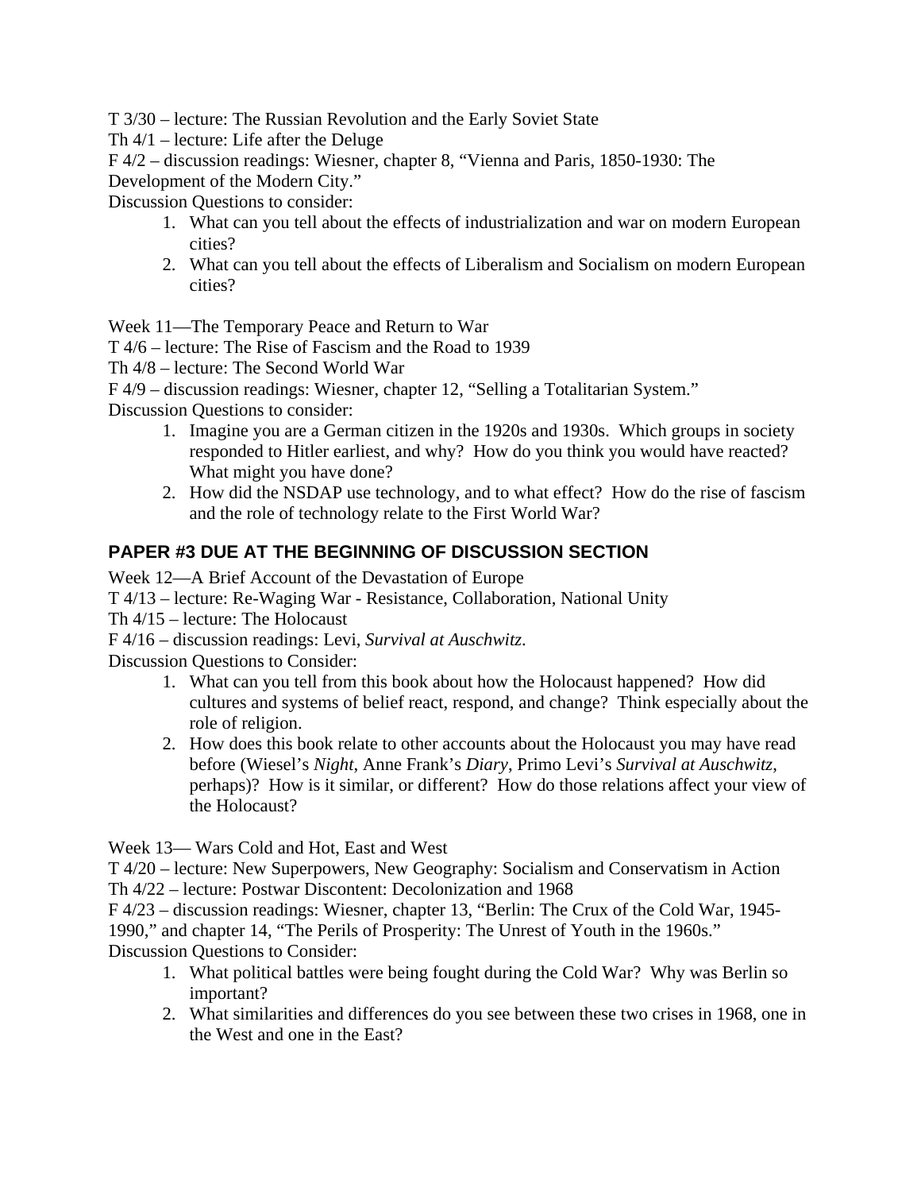T 3/30 – lecture: The Russian Revolution and the Early Soviet State
Th 4/1 – lecture: Life after the Deluge
F 4/2 – discussion readings: Wiesner, chapter 8, "Vienna and Paris, 1850-1930: The Development of the Modern City."
Discussion Questions to consider:

1. What can you tell about the effects of industrialization and war on modern European cities?
2. What can you tell about the effects of Liberalism and Socialism on modern European cities?

Week 11—The Temporary Peace and Return to War
T 4/6 – lecture: The Rise of Fascism and the Road to 1939
Th 4/8 – lecture: The Second World War
F 4/9 – discussion readings: Wiesner, chapter 12, "Selling a Totalitarian System."
Discussion Questions to consider:

1. Imagine you are a German citizen in the 1920s and 1930s. Which groups in society responded to Hitler earliest, and why? How do you think you would have reacted? What might you have done?
2. How did the NSDAP use technology, and to what effect? How do the rise of fascism and the role of technology relate to the First World War?

### PAPER #3 DUE AT THE BEGINNING OF DISCUSSION SECTION

Week 12—A Brief Account of the Devastation of Europe
T 4/13 – lecture: Re-Waging War - Resistance, Collaboration, National Unity
Th 4/15 – lecture: The Holocaust
F 4/16 – discussion readings: Levi, *Survival at Auschwitz.*
Discussion Questions to Consider:

1. What can you tell from this book about how the Holocaust happened? How did cultures and systems of belief react, respond, and change? Think especially about the role of religion.
2. How does this book relate to other accounts about the Holocaust you may have read before (Wiesel's *Night*, Anne Frank's *Diary*, Primo Levi's *Survival at Auschwitz*, perhaps)? How is it similar, or different? How do those relations affect your view of the Holocaust?

Week 13— Wars Cold and Hot, East and West
T 4/20 – lecture: New Superpowers, New Geography: Socialism and Conservatism in Action
Th 4/22 – lecture: Postwar Discontent: Decolonization and 1968
F 4/23 – discussion readings: Wiesner, chapter 13, "Berlin: The Crux of the Cold War, 1945-1990," and chapter 14, "The Perils of Prosperity: The Unrest of Youth in the 1960s."
Discussion Questions to Consider:

1. What political battles were being fought during the Cold War? Why was Berlin so important?
2. What similarities and differences do you see between these two crises in 1968, one in the West and one in the East?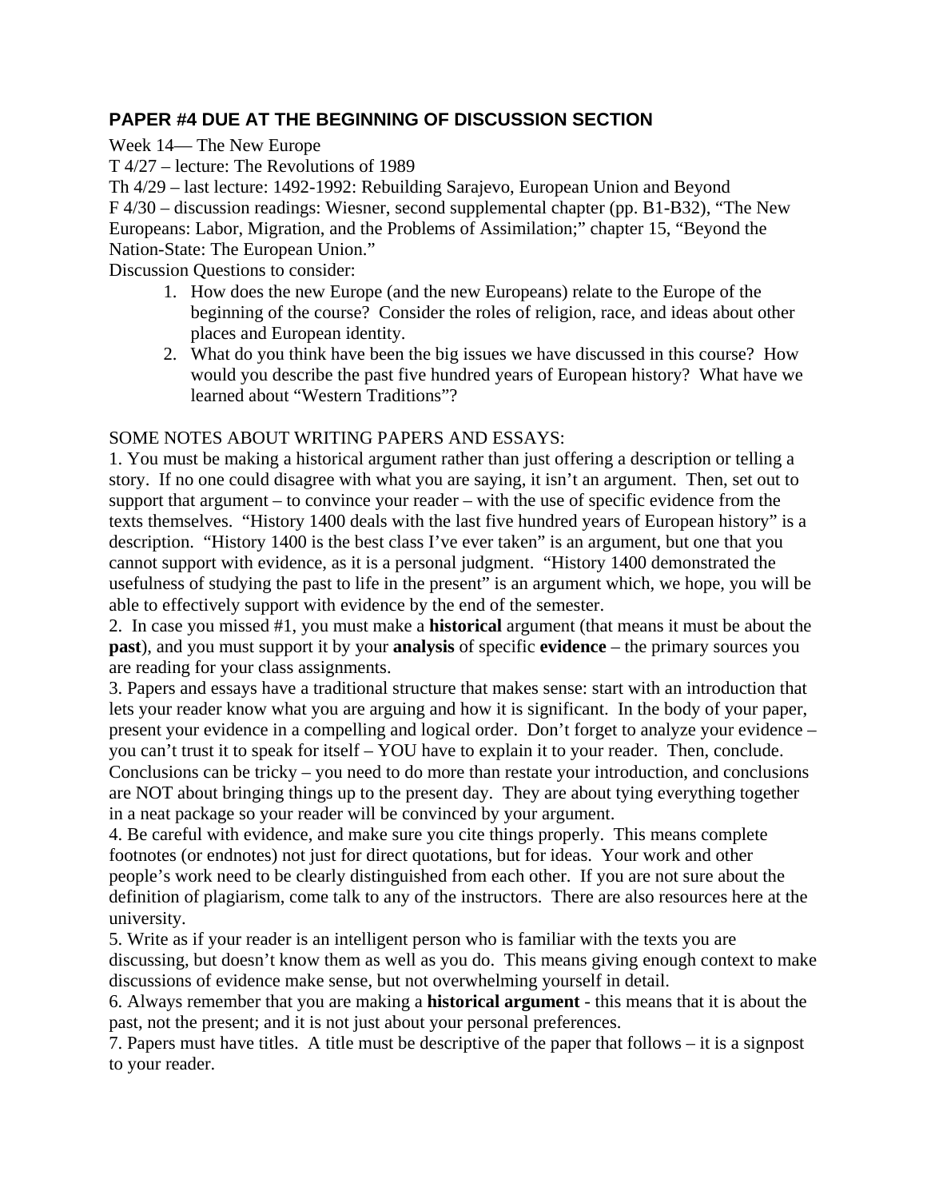## PAPER #4 DUE AT THE BEGINNING OF DISCUSSION SECTION

Week 14— The New Europe
T 4/27 – lecture: The Revolutions of 1989
Th 4/29 – last lecture: 1492-1992: Rebuilding Sarajevo, European Union and Beyond
F 4/30 – discussion readings: Wiesner, second supplemental chapter (pp. B1-B32), "The New Europeans: Labor, Migration, and the Problems of Assimilation;" chapter 15, "Beyond the Nation-State: The European Union."
Discussion Questions to consider:

1. How does the new Europe (and the new Europeans) relate to the Europe of the beginning of the course? Consider the roles of religion, race, and ideas about other places and European identity.
2. What do you think have been the big issues we have discussed in this course? How would you describe the past five hundred years of European history? What have we learned about "Western Traditions"?

SOME NOTES ABOUT WRITING PAPERS AND ESSAYS:

1. You must be making a historical argument rather than just offering a description or telling a story. If no one could disagree with what you are saying, it isn't an argument. Then, set out to support that argument – to convince your reader – with the use of specific evidence from the texts themselves. "History 1400 deals with the last five hundred years of European history" is a description. "History 1400 is the best class I've ever taken" is an argument, but one that you cannot support with evidence, as it is a personal judgment. "History 1400 demonstrated the usefulness of studying the past to life in the present" is an argument which, we hope, you will be able to effectively support with evidence by the end of the semester.
2. In case you missed #1, you must make a **historical** argument (that means it must be about the **past**), and you must support it by your **analysis** of specific **evidence** – the primary sources you are reading for your class assignments.
3. Papers and essays have a traditional structure that makes sense: start with an introduction that lets your reader know what you are arguing and how it is significant. In the body of your paper, present your evidence in a compelling and logical order. Don't forget to analyze your evidence – you can't trust it to speak for itself – YOU have to explain it to your reader. Then, conclude. Conclusions can be tricky – you need to do more than restate your introduction, and conclusions are NOT about bringing things up to the present day. They are about tying everything together in a neat package so your reader will be convinced by your argument.
4. Be careful with evidence, and make sure you cite things properly. This means complete footnotes (or endnotes) not just for direct quotations, but for ideas. Your work and other people's work need to be clearly distinguished from each other. If you are not sure about the definition of plagiarism, come talk to any of the instructors. There are also resources here at the university.
5. Write as if your reader is an intelligent person who is familiar with the texts you are discussing, but doesn't know them as well as you do. This means giving enough context to make discussions of evidence make sense, but not overwhelming yourself in detail.
6. Always remember that you are making a **historical argument** - this means that it is about the past, not the present; and it is not just about your personal preferences.
7. Papers must have titles. A title must be descriptive of the paper that follows – it is a signpost to your reader.